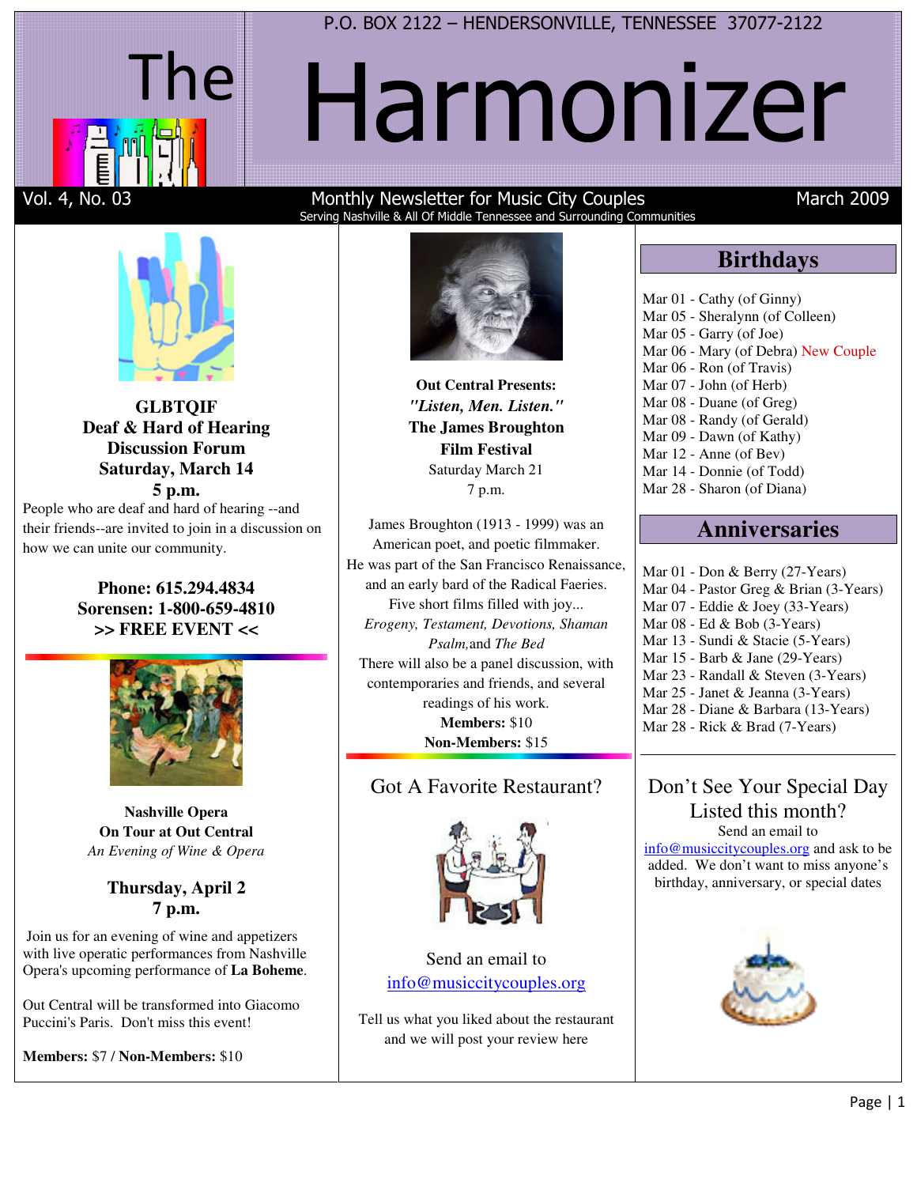P.O. BOX 2122 – HENDERSONVILLE, TENNESSEE 37077-2122

# The Harmonizer

Vol. 4, No. 03 — Monthly Newsletter for Music City Couples — March 2009

Serving Nashville & All Of Middle Tennessee and Surrounding Communities

**GLBTQIF**
**Deaf & Hard of Hearing**
**Discussion Forum**
**Saturday, March 14**
**5 p.m.**

People who are deaf and hard of hearing --and their friends--are invited to join in a discussion on how we can unite our community.

**Phone: 615.294.4834**
**Sorensen: 1-800-659-4810**
**>> FREE EVENT <<**

**Nashville Opera**
**On Tour at Out Central**
*An Evening of Wine & Opera*

**Thursday, April 2**
**7 p.m.**

Join us for an evening of wine and appetizers with live operatic performances from Nashville Opera's upcoming performance of **La Boheme**.

Out Central will be transformed into Giacomo Puccini's Paris. Don't miss this event!

**Members:** $7 / **Non-Members:** $10

**Out Central Presents:**
***"Listen, Men. Listen."***
**The James Broughton**
**Film Festival**
Saturday March 21
7 p.m.

James Broughton (1913 - 1999) was an American poet, and poetic filmmaker. He was part of the San Francisco Renaissance, and an early bard of the Radical Faeries. Five short films filled with joy... *Erogeny, Testament, Devotions, Shaman Psalm,* and *The Bed*

There will also be a panel discussion, with contemporaries and friends, and several readings of his work.

**Members:** $10
**Non-Members:** $15

## Got A Favorite Restaurant?

Send an email to info@musiccitycouples.org

Tell us what you liked about the restaurant and we will post your review here

## Birthdays

- Mar 01 - Cathy (of Ginny)
- Mar 05 - Sheralynn (of Colleen)
- Mar 05 - Garry (of Joe)
- Mar 06 - Mary (of Debra) New Couple
- Mar 06 - Ron (of Travis)
- Mar 07 - John (of Herb)
- Mar 08 - Duane (of Greg)
- Mar 08 - Randy (of Gerald)
- Mar 09 - Dawn (of Kathy)
- Mar 12 - Anne (of Bev)
- Mar 14 - Donnie (of Todd)
- Mar 28 - Sharon (of Diana)

## Anniversaries

- Mar 01 - Don & Berry (27-Years)
- Mar 04 - Pastor Greg & Brian (3-Years)
- Mar 07 - Eddie & Joey (33-Years)
- Mar 08 - Ed & Bob (3-Years)
- Mar 13 - Sundi & Stacie (5-Years)
- Mar 15 - Barb & Jane (29-Years)
- Mar 23 - Randall & Steven (3-Years)
- Mar 25 - Janet & Jeanna (3-Years)
- Mar 28 - Diane & Barbara (13-Years)
- Mar 28 - Rick & Brad (7-Years)

## Don't See Your Special Day Listed this month?

Send an email to info@musiccitycouples.org and ask to be added. We don't want to miss anyone's birthday, anniversary, or special dates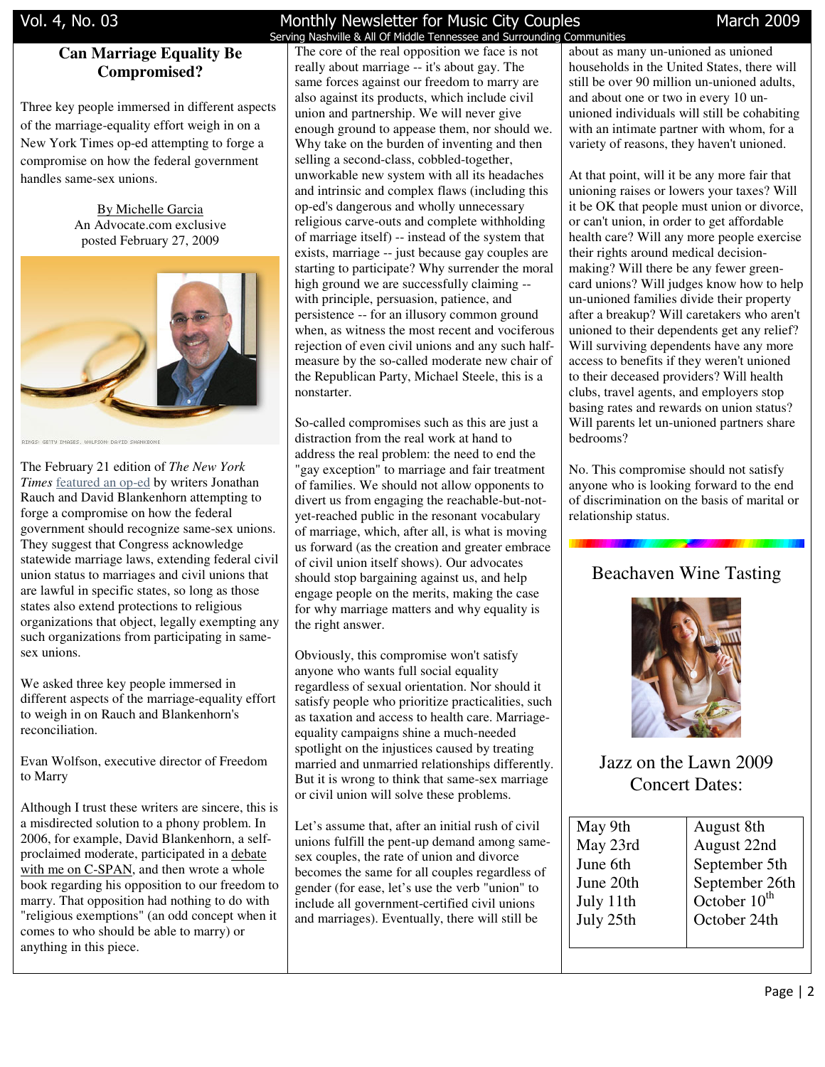## Can Marriage Equality Be Compromised?

Three key people immersed in different aspects of the marriage-equality effort weigh in on a New York Times op-ed attempting to forge a compromise on how the federal government handles same-sex unions.

By Michelle Garcia
An Advocate.com exclusive
posted February 27, 2009

RINGS: GETTY IMAGES, WOLFSON: DAVID SHANKBONE

The February 21 edition of *The New York Times* featured an op-ed by writers Jonathan Rauch and David Blankenhorn attempting to forge a compromise on how the federal government should recognize same-sex unions. They suggest that Congress acknowledge statewide marriage laws, extending federal civil union status to marriages and civil unions that are lawful in specific states, so long as those states also extend protections to religious organizations that object, legally exempting any such organizations from participating in same-sex unions.

We asked three key people immersed in different aspects of the marriage-equality effort to weigh in on Rauch and Blankenhorn's reconciliation.

Evan Wolfson, executive director of Freedom to Marry

Although I trust these writers are sincere, this is a misdirected solution to a phony problem. In 2006, for example, David Blankenhorn, a self-proclaimed moderate, participated in a debate with me on C-SPAN, and then wrote a whole book regarding his opposition to our freedom to marry. That opposition had nothing to do with "religious exemptions" (an odd concept when it comes to who should be able to marry) or anything in this piece.

The core of the real opposition we face is not really about marriage -- it's about gay. The same forces against our freedom to marry are also against its products, which include civil union and partnership. We will never give enough ground to appease them, nor should we. Why take on the burden of inventing and then selling a second-class, cobbled-together, unworkable new system with all its headaches and intrinsic and complex flaws (including this op-ed's dangerous and wholly unnecessary religious carve-outs and complete withholding of marriage itself) -- instead of the system that exists, marriage -- just because gay couples are starting to participate? Why surrender the moral high ground we are successfully claiming -- with principle, persuasion, patience, and persistence -- for an illusory common ground when, as witness the most recent and vociferous rejection of even civil unions and any such half-measure by the so-called moderate new chair of the Republican Party, Michael Steele, this is a nonstarter.

So-called compromises such as this are just a distraction from the real work at hand to address the real problem: the need to end the "gay exception" to marriage and fair treatment of families. We should not allow opponents to divert us from engaging the reachable-but-not-yet-reached public in the resonant vocabulary of marriage, which, after all, is what is moving us forward (as the creation and greater embrace of civil union itself shows). Our advocates should stop bargaining against us, and help engage people on the merits, making the case for why marriage matters and why equality is the right answer.

Obviously, this compromise won't satisfy anyone who wants full social equality regardless of sexual orientation. Nor should it satisfy people who prioritize practicalities, such as taxation and access to health care. Marriage-equality campaigns shine a much-needed spotlight on the injustices caused by treating married and unmarried relationships differently. But it is wrong to think that same-sex marriage or civil union will solve these problems.

Let's assume that, after an initial rush of civil unions fulfill the pent-up demand among same-sex couples, the rate of union and divorce becomes the same for all couples regardless of gender (for ease, let's use the verb "union" to include all government-certified civil unions and marriages). Eventually, there will still be about as many un-unioned as unioned households in the United States, there will still be over 90 million un-unioned adults, and about one or two in every 10 un-unioned individuals will still be cohabiting with an intimate partner with whom, for a variety of reasons, they haven't unioned.

At that point, will it be any more fair that unioning raises or lowers your taxes? Will it be OK that people must union or divorce, or can't union, in order to get affordable health care? Will any more people exercise their rights around medical decision-making? Will there be any fewer green-card unions? Will judges know how to help un-unioned families divide their property after a breakup? Will caretakers who aren't unioned to their dependents get any relief? Will surviving dependents have any more access to benefits if they weren't unioned to their deceased providers? Will health clubs, travel agents, and employers stop basing rates and rewards on union status? Will parents let un-unioned partners share bedrooms?

No. This compromise should not satisfy anyone who is looking forward to the end of discrimination on the basis of marital or relationship status.

## Beachaven Wine Tasting

## Jazz on the Lawn 2009 Concert Dates:

| | |
|---|---|
| May 9th | August 8th |
| May 23rd | August 22nd |
| June 6th | September 5th |
| June 20th | September 26th |
| July 11th | October 10th |
| July 25th | October 24th |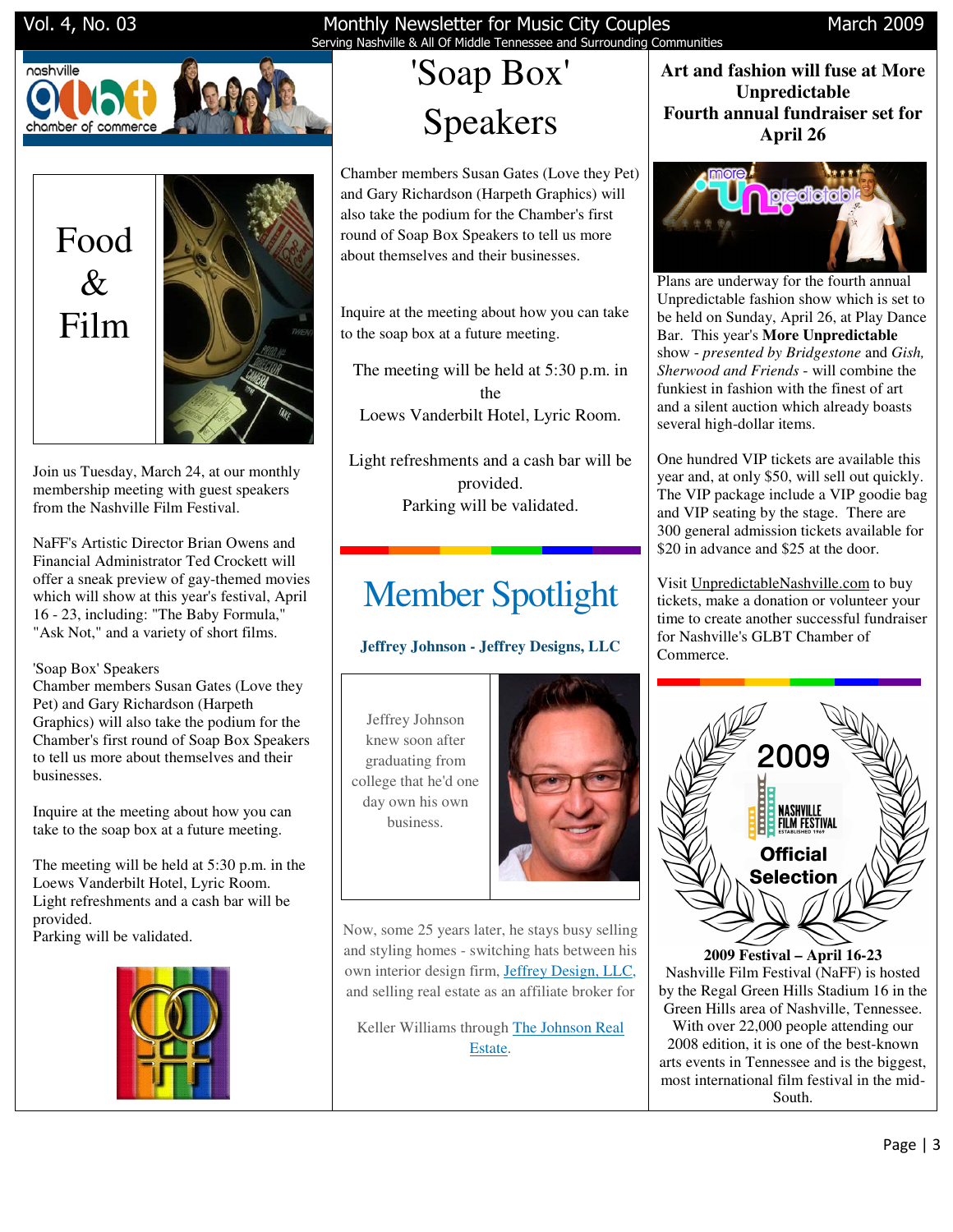# Food & Film

Join us Tuesday, March 24, at our monthly membership meeting with guest speakers from the Nashville Film Festival.

NaFF's Artistic Director Brian Owens and Financial Administrator Ted Crockett will offer a sneak preview of gay-themed movies which will show at this year's festival, April 16 - 23, including: "The Baby Formula," "Ask Not," and a variety of short films.

'Soap Box' Speakers
Chamber members Susan Gates (Love they Pet) and Gary Richardson (Harpeth Graphics) will also take the podium for the Chamber's first round of Soap Box Speakers to tell us more about themselves and their businesses.

Inquire at the meeting about how you can take to the soap box at a future meeting.

The meeting will be held at 5:30 p.m. in the Loews Vanderbilt Hotel, Lyric Room.
Light refreshments and a cash bar will be provided.
Parking will be validated.

# 'Soap Box' Speakers

Chamber members Susan Gates (Love they Pet) and Gary Richardson (Harpeth Graphics) will also take the podium for the Chamber's first round of Soap Box Speakers to tell us more about themselves and their businesses.

Inquire at the meeting about how you can take to the soap box at a future meeting.

The meeting will be held at 5:30 p.m. in the Loews Vanderbilt Hotel, Lyric Room.

Light refreshments and a cash bar will be provided.
Parking will be validated.

# Member Spotlight

**Jeffrey Johnson - Jeffrey Designs, LLC**

Jeffrey Johnson knew soon after graduating from college that he'd one day own his own business.

Now, some 25 years later, he stays busy selling and styling homes - switching hats between his own interior design firm, Jeffrey Design, LLC, and selling real estate as an affiliate broker for

Keller Williams through The Johnson Real Estate.

## Art and fashion will fuse at More Unpredictable
## Fourth annual fundraiser set for April 26

Plans are underway for the fourth annual Unpredictable fashion show which is set to be held on Sunday, April 26, at Play Dance Bar. This year's **More Unpredictable** show - *presented by Bridgestone* and *Gish, Sherwood and Friends* - will combine the funkiest in fashion with the finest of art and a silent auction which already boasts several high-dollar items.

One hundred VIP tickets are available this year and, at only $50, will sell out quickly. The VIP package include a VIP goodie bag and VIP seating by the stage. There are 300 general admission tickets available for $20 in advance and $25 at the door.

Visit UnpredictableNashville.com to buy tickets, make a donation or volunteer your time to create another successful fundraiser for Nashville's GLBT Chamber of Commerce.

**2009 Festival – April 16-23**
Nashville Film Festival (NaFF) is hosted by the Regal Green Hills Stadium 16 in the Green Hills area of Nashville, Tennessee. With over 22,000 people attending our 2008 edition, it is one of the best-known arts events in Tennessee and is the biggest, most international film festival in the mid-South.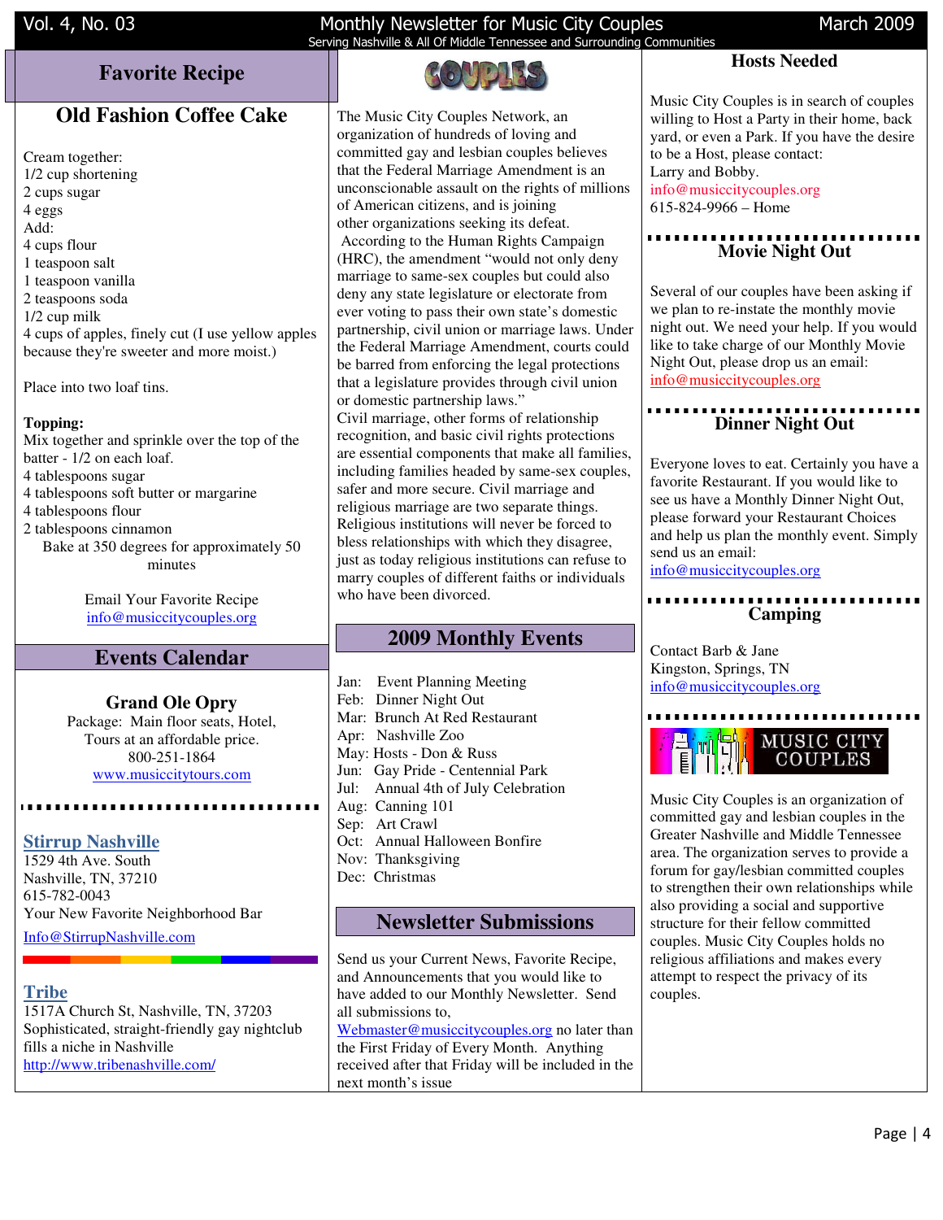## Favorite Recipe

### Old Fashion Coffee Cake

Cream together:
1/2 cup shortening
2 cups sugar
4 eggs
Add:
4 cups flour
1 teaspoon salt
1 teaspoon vanilla
2 teaspoons soda
1/2 cup milk
4 cups of apples, finely cut (I use yellow apples because they're sweeter and more moist.)

Place into two loaf tins.

**Topping:**
Mix together and sprinkle over the top of the batter - 1/2 on each loaf.
4 tablespoons sugar
4 tablespoons soft butter or margarine
4 tablespoons flour
2 tablespoons cinnamon
Bake at 350 degrees for approximately 50 minutes

Email Your Favorite Recipe
info@musiccitycouples.org

## Events Calendar

### Grand Ole Opry

Package: Main floor seats, Hotel, Tours at an affordable price.
800-251-1864
www.musiccitytours.com

**Stirrup Nashville**
1529 4th Ave. South
Nashville, TN, 37210
615-782-0043
Your New Favorite Neighborhood Bar
Info@StirrupNashville.com

**Tribe**
1517A Church St, Nashville, TN, 37203
Sophisticated, straight-friendly gay nightclub fills a niche in Nashville
http://www.tribenashville.com/

## COUPLES

The Music City Couples Network, an organization of hundreds of loving and committed gay and lesbian couples believes that the Federal Marriage Amendment is an unconscionable assault on the rights of millions of American citizens, and is joining other organizations seeking its defeat.
According to the Human Rights Campaign (HRC), the amendment "would not only deny marriage to same-sex couples but could also deny any state legislature or electorate from ever voting to pass their own state's domestic partnership, civil union or marriage laws. Under the Federal Marriage Amendment, courts could be barred from enforcing the legal protections that a legislature provides through civil union or domestic partnership laws."
Civil marriage, other forms of relationship recognition, and basic civil rights protections are essential components that make all families, including families headed by same-sex couples, safer and more secure. Civil marriage and religious marriage are two separate things. Religious institutions will never be forced to bless relationships with which they disagree, just as today religious institutions can refuse to marry couples of different faiths or individuals who have been divorced.

## 2009 Monthly Events

Jan: Event Planning Meeting
Feb: Dinner Night Out
Mar: Brunch At Red Restaurant
Apr: Nashville Zoo
May: Hosts - Don & Russ
Jun: Gay Pride - Centennial Park
Jul: Annual 4th of July Celebration
Aug: Canning 101
Sep: Art Crawl
Oct: Annual Halloween Bonfire
Nov: Thanksgiving
Dec: Christmas

## Newsletter Submissions

Send us your Current News, Favorite Recipe, and Announcements that you would like to have added to our Monthly Newsletter. Send all submissions to, Webmaster@musiccitycouples.org no later than the First Friday of Every Month. Anything received after that Friday will be included in the next month's issue

## Hosts Needed

Music City Couples is in search of couples willing to Host a Party in their home, back yard, or even a Park. If you have the desire to be a Host, please contact:
Larry and Bobby.
info@musiccitycouples.org
615-824-9966 – Home

## Movie Night Out

Several of our couples have been asking if we plan to re-instate the monthly movie night out. We need your help. If you would like to take charge of our Monthly Movie Night Out, please drop us an email:
info@musiccitycouples.org

## Dinner Night Out

Everyone loves to eat. Certainly you have a favorite Restaurant. If you would like to see us have a Monthly Dinner Night Out, please forward your Restaurant Choices and help us plan the monthly event. Simply send us an email:
info@musiccitycouples.org

## Camping

Contact Barb & Jane
Kingston, Springs, TN
info@musiccitycouples.org

MUSIC CITY COUPLES

Music City Couples is an organization of committed gay and lesbian couples in the Greater Nashville and Middle Tennessee area. The organization serves to provide a forum for gay/lesbian committed couples to strengthen their own relationships while also providing a social and supportive structure for their fellow committed couples. Music City Couples holds no religious affiliations and makes every attempt to respect the privacy of its couples.